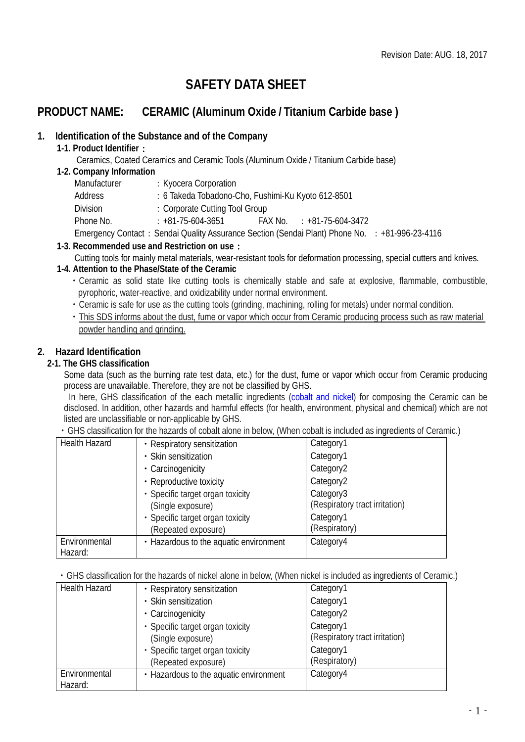Revision Date: AUG. 18, 2017

# SAFETY DATA SHEET

## PRODUCT NAME: CERAMIC (Aluminum Oxide / Titanium Carbide base )

### 1. Identification of the Substance and of the Company

**1-1. Product Identifier：**

Ceramics, Coated Ceramics and Ceramic Tools (Aluminum Oxide / Titanium Carbide base)

**1-2. Company Information**

Manufacturer : Kyocera Corporation
Address : 6 Takeda Tobadono-Cho, Fushimi-Ku Kyoto 612-8501
Division : Corporate Cutting Tool Group
Phone No. : +81-75-604-3651 FAX No. : +81-75-604-3472
Emergency Contact：Sendai Quality Assurance Section (Sendai Plant) Phone No. : +81-996-23-4116

**1-3. Recommended use and Restriction on use：**

Cutting tools for mainly metal materials, wear-resistant tools for deformation processing, special cutters and knives.

**1-4. Attention to the Phase/State of the Ceramic**

・Ceramic as solid state like cutting tools is chemically stable and safe at explosive, flammable, combustible, pyrophoric, water-reactive, and oxidizability under normal environment.
・Ceramic is safe for use as the cutting tools (grinding, machining, rolling for metals) under normal condition.
・This SDS informs about the dust, fume or vapor which occur from Ceramic producing process such as raw material powder handling and grinding.

### 2. Hazard Identification

**2-1. The GHS classification**

Some data (such as the burning rate test data, etc.) for the dust, fume or vapor which occur from Ceramic producing process are unavailable. Therefore, they are not be classified by GHS.

In here, GHS classification of the each metallic ingredients (cobalt and nickel) for composing the Ceramic can be disclosed. In addition, other hazards and harmful effects (for health, environment, physical and chemical) which are not listed are unclassifiable or non-applicable by GHS.

・GHS classification for the hazards of cobalt alone in below, (When cobalt is included as ingredients of Ceramic.)

| | | |
|---|---|---|
| Health Hazard | ・Respiratory sensitization | Category1 |
| | ・Skin sensitization | Category1 |
| | ・Carcinogenicity | Category2 |
| | ・Reproductive toxicity | Category2 |
| | ・Specific target organ toxicity (Single exposure) | Category3 (Respiratory tract irritation) |
| | ・Specific target organ toxicity (Repeated exposure) | Category1 (Respiratory) |
| Environmental Hazard: | ・Hazardous to the aquatic environment | Category4 |

・GHS classification for the hazards of nickel alone in below, (When nickel is included as ingredients of Ceramic.)

| | | |
|---|---|---|
| Health Hazard | ・Respiratory sensitization | Category1 |
| | ・Skin sensitization | Category1 |
| | ・Carcinogenicity | Category2 |
| | ・Specific target organ toxicity (Single exposure) | Category1 (Respiratory tract irritation) |
| | ・Specific target organ toxicity (Repeated exposure) | Category1 (Respiratory) |
| Environmental Hazard: | ・Hazardous to the aquatic environment | Category4 |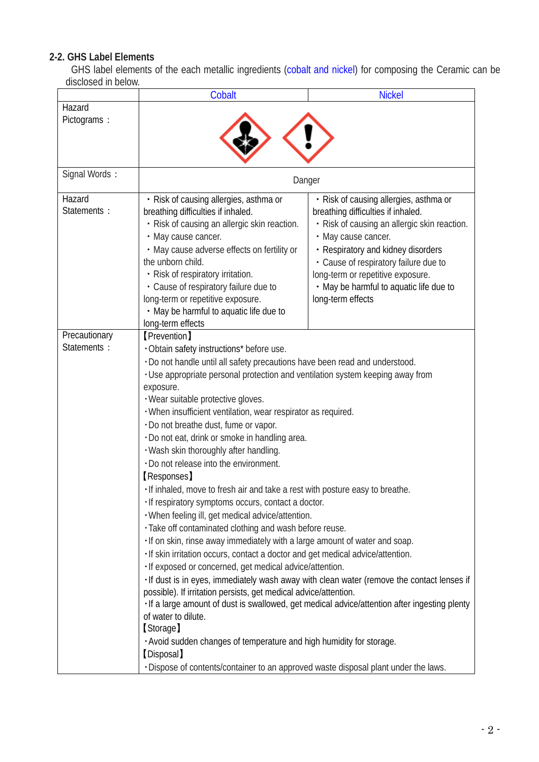### 2-2. GHS Label Elements

GHS label elements of the each metallic ingredients (cobalt and nickel) for composing the Ceramic can be disclosed in below.

| | Cobalt | Nickel |
|---|---|---|
| Hazard Pictograms： | | |
| Signal Words： | Danger | |
| Hazard Statements： | ・Risk of causing allergies, asthma or breathing difficulties if inhaled.<br>・Risk of causing an allergic skin reaction.<br>・May cause cancer.<br>・May cause adverse effects on fertility or the unborn child.<br>・Risk of respiratory irritation.<br>・Cause of respiratory failure due to long-term or repetitive exposure.<br>・May be harmful to aquatic life due to long-term effects | ・Risk of causing allergies, asthma or breathing difficulties if inhaled.<br>・Risk of causing an allergic skin reaction.<br>・May cause cancer.<br>・Respiratory and kidney disorders<br>・Cause of respiratory failure due to long-term or repetitive exposure.<br>・May be harmful to aquatic life due to long-term effects |
| Precautionary Statements： | 【Prevention】<br>・Obtain safety instructions* before use.<br>・Do not handle until all safety precautions have been read and understood.<br>・Use appropriate personal protection and ventilation system keeping away from exposure.<br>・Wear suitable protective gloves.<br>・When insufficient ventilation, wear respirator as required.<br>・Do not breathe dust, fume or vapor.<br>・Do not eat, drink or smoke in handling area.<br>・Wash skin thoroughly after handling.<br>・Do not release into the environment.<br>【Responses】<br>・If inhaled, move to fresh air and take a rest with posture easy to breathe.<br>・If respiratory symptoms occurs, contact a doctor.<br>・When feeling ill, get medical advice/attention.<br>・Take off contaminated clothing and wash before reuse.<br>・If on skin, rinse away immediately with a large amount of water and soap.<br>・If skin irritation occurs, contact a doctor and get medical advice/attention.<br>・If exposed or concerned, get medical advice/attention.<br>・If dust is in eyes, immediately wash away with clean water (remove the contact lenses if possible). If irritation persists, get medical advice/attention.<br>・If a large amount of dust is swallowed, get medical advice/attention after ingesting plenty of water to dilute.<br>【Storage】<br>・Avoid sudden changes of temperature and high humidity for storage.<br>【Disposal】<br>・Dispose of contents/container to an approved waste disposal plant under the laws. | |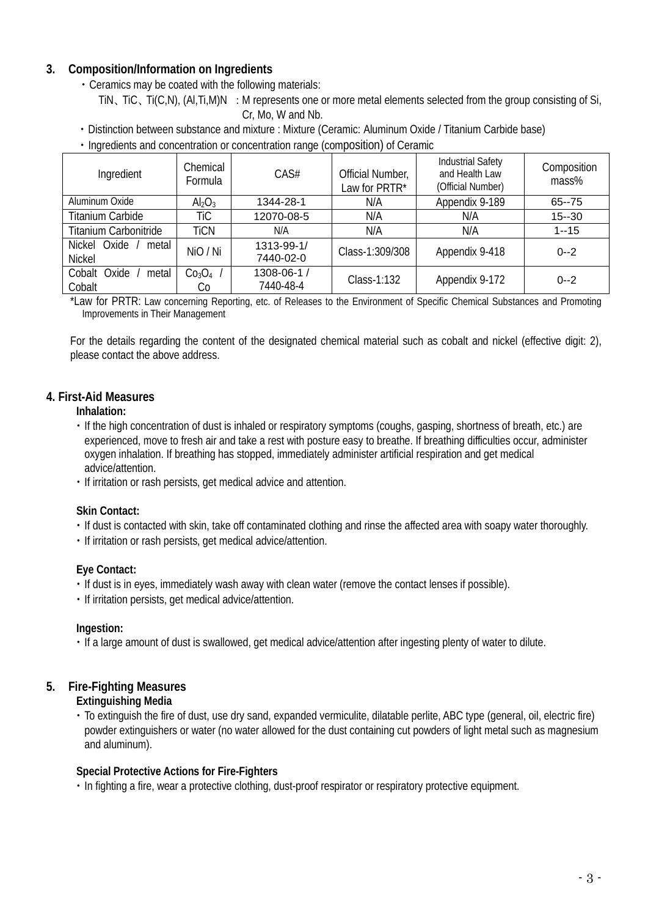## 3. Composition/Information on Ingredients

・Ceramics may be coated with the following materials:

TiN、TiC、Ti(C,N), (Al,Ti,M)N : M represents one or more metal elements selected from the group consisting of Si, Cr, Mo, W and Nb.

・Distinction between substance and mixture : Mixture (Ceramic: Aluminum Oxide / Titanium Carbide base)

・Ingredients and concentration or concentration range (composition) of Ceramic

| Ingredient | Chemical Formula | CAS# | Official Number, Law for PRTR* | Industrial Safety and Health Law (Official Number) | Composition mass% |
|---|---|---|---|---|---|
| Aluminum Oxide | $Al_2O_3$ | 1344-28-1 | N/A | Appendix 9-189 | 65--75 |
| Titanium Carbide | TiC | 12070-08-5 | N/A | N/A | 15--30 |
| Titanium Carbonitride | TiCN | N/A | N/A | N/A | 1--15 |
| Nickel Oxide / metal Nickel | NiO / Ni | 1313-99-1/ 7440-02-0 | Class-1:309/308 | Appendix 9-418 | 0--2 |
| Cobalt Oxide / metal Cobalt | $Co_3O_4$ / Co | 1308-06-1 / 7440-48-4 | Class-1:132 | Appendix 9-172 | 0--2 |

*Law for PRTR: Law concerning Reporting, etc. of Releases to the Environment of Specific Chemical Substances and Promoting Improvements in Their Management

For the details regarding the content of the designated chemical material such as cobalt and nickel (effective digit: 2), please contact the above address.

## 4. First-Aid Measures

**Inhalation:**

・If the high concentration of dust is inhaled or respiratory symptoms (coughs, gasping, shortness of breath, etc.) are experienced, move to fresh air and take a rest with posture easy to breathe. If breathing difficulties occur, administer oxygen inhalation. If breathing has stopped, immediately administer artificial respiration and get medical advice/attention.

・If irritation or rash persists, get medical advice and attention.

**Skin Contact:**

・If dust is contacted with skin, take off contaminated clothing and rinse the affected area with soapy water thoroughly.

・If irritation or rash persists, get medical advice/attention.

**Eye Contact:**

・If dust is in eyes, immediately wash away with clean water (remove the contact lenses if possible).

・If irritation persists, get medical advice/attention.

**Ingestion:**

・If a large amount of dust is swallowed, get medical advice/attention after ingesting plenty of water to dilute.

## 5. Fire-Fighting Measures

**Extinguishing Media**

・To extinguish the fire of dust, use dry sand, expanded vermiculite, dilatable perlite, ABC type (general, oil, electric fire) powder extinguishers or water (no water allowed for the dust containing cut powders of light metal such as magnesium and aluminum).

**Special Protective Actions for Fire-Fighters**

・In fighting a fire, wear a protective clothing, dust-proof respirator or respiratory protective equipment.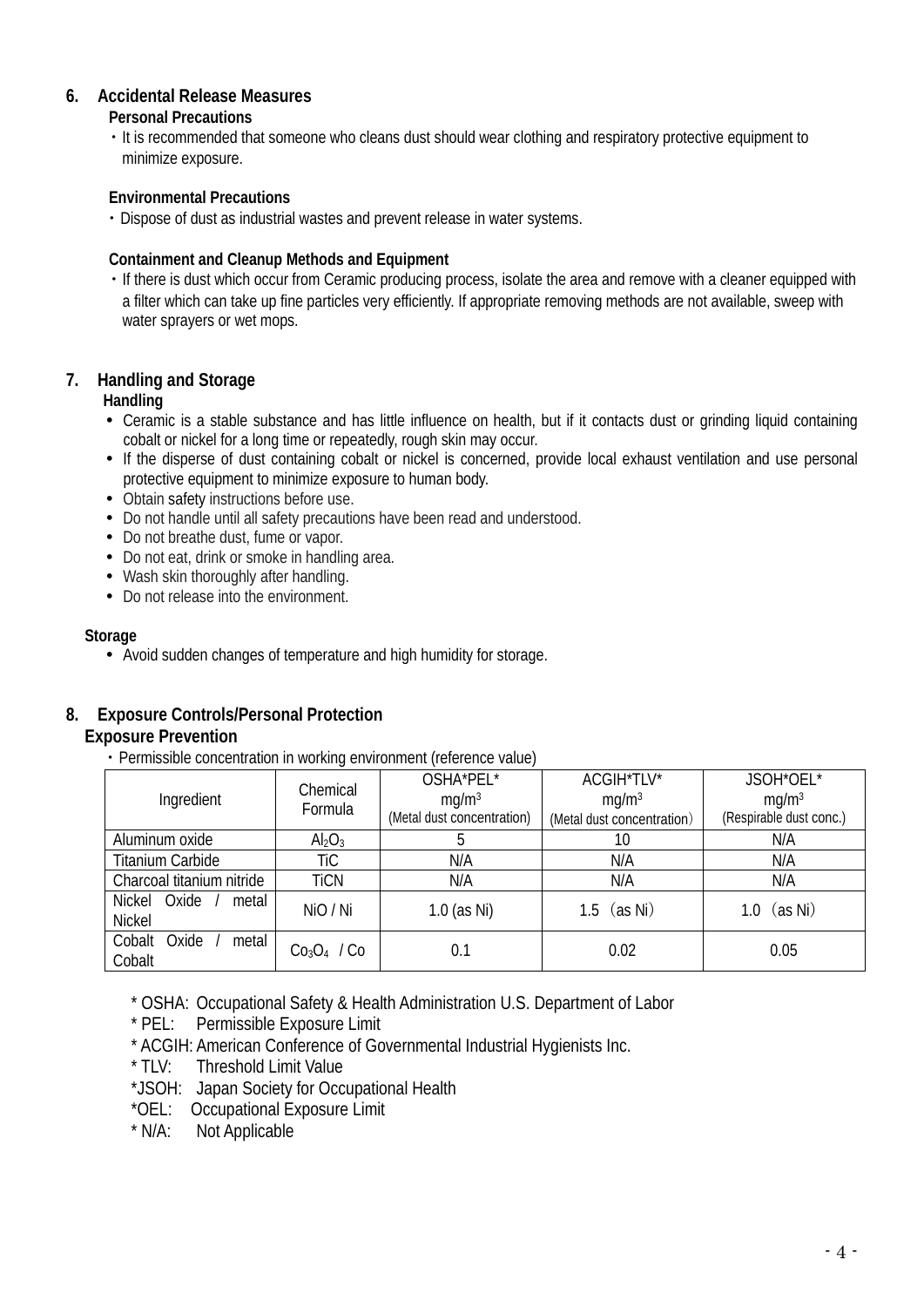## 6. Accidental Release Measures

**Personal Precautions**

・It is recommended that someone who cleans dust should wear clothing and respiratory protective equipment to minimize exposure.

**Environmental Precautions**

・Dispose of dust as industrial wastes and prevent release in water systems.

**Containment and Cleanup Methods and Equipment**

・If there is dust which occur from Ceramic producing process, isolate the area and remove with a cleaner equipped with a filter which can take up fine particles very efficiently. If appropriate removing methods are not available, sweep with water sprayers or wet mops.

## 7. Handling and Storage

**Handling**

- Ceramic is a stable substance and has little influence on health, but if it contacts dust or grinding liquid containing cobalt or nickel for a long time or repeatedly, rough skin may occur.
- If the disperse of dust containing cobalt or nickel is concerned, provide local exhaust ventilation and use personal protective equipment to minimize exposure to human body.
- Obtain safety instructions before use.
- Do not handle until all safety precautions have been read and understood.
- Do not breathe dust, fume or vapor.
- Do not eat, drink or smoke in handling area.
- Wash skin thoroughly after handling.
- Do not release into the environment.

**Storage**

- Avoid sudden changes of temperature and high humidity for storage.

## 8. Exposure Controls/Personal Protection

**Exposure Prevention**

・Permissible concentration in working environment (reference value)

| Ingredient | Chemical Formula | OSHA*PEL* mg/m3 (Metal dust concentration) | ACGIH*TLV* mg/m3 (Metal dust concentration) | JSOH*OEL* mg/m3 (Respirable dust conc.) |
|---|---|---|---|---|
| Aluminum oxide | $Al_2O_3$ | 5 | 10 | N/A |
| Titanium Carbide | TiC | N/A | N/A | N/A |
| Charcoal titanium nitride | TiCN | N/A | N/A | N/A |
| Nickel Oxide / metal Nickel | NiO / Ni | 1.0 (as Ni) | 1.5 （as Ni） | 1.0 （as Ni） |
| Cobalt Oxide / metal Cobalt | $Co_3O_4$ / Co | 0.1 | 0.02 | 0.05 |

* OSHA: Occupational Safety & Health Administration U.S. Department of Labor
* PEL: Permissible Exposure Limit
* ACGIH: American Conference of Governmental Industrial Hygienists Inc.
* TLV: Threshold Limit Value
*JSOH: Japan Society for Occupational Health
*OEL: Occupational Exposure Limit
* N/A: Not Applicable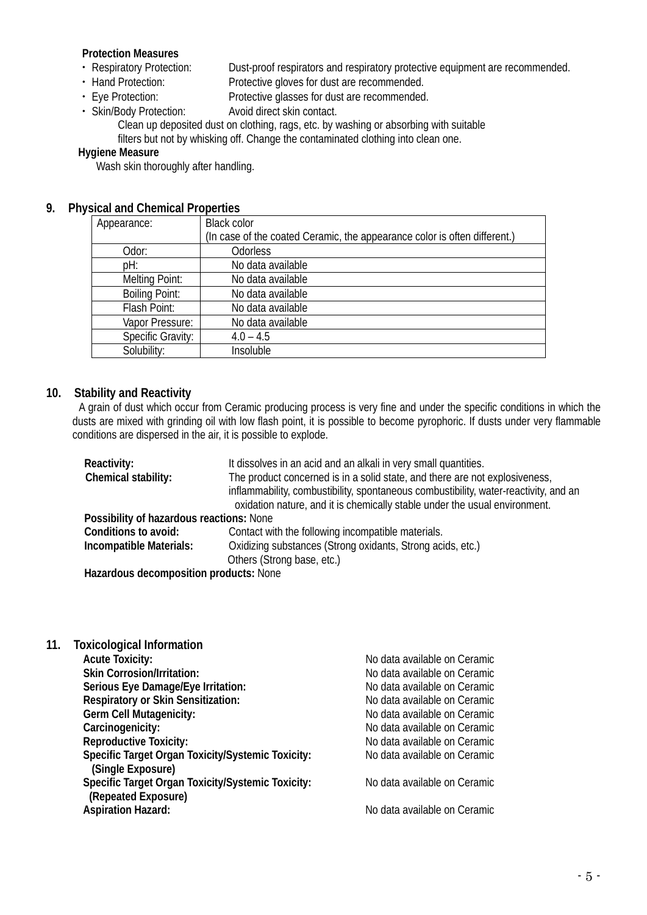**Protection Measures**

- Respiratory Protection: Dust-proof respirators and respiratory protective equipment are recommended.
- Hand Protection: Protective gloves for dust are recommended.
- Eye Protection: Protective glasses for dust are recommended.
- Skin/Body Protection: Avoid direct skin contact.
  Clean up deposited dust on clothing, rags, etc. by washing or absorbing with suitable filters but not by whisking off. Change the contaminated clothing into clean one.

**Hygiene Measure**

Wash skin thoroughly after handling.

## 9. Physical and Chemical Properties

| Appearance: | Black color<br>(In case of the coated Ceramic, the appearance color is often different.) |
|---|---|
| Odor: | Odorless |
| pH: | No data available |
| Melting Point: | No data available |
| Boiling Point: | No data available |
| Flash Point: | No data available |
| Vapor Pressure: | No data available |
| Specific Gravity: | 4.0 – 4.5 |
| Solubility: | Insoluble |

## 10. Stability and Reactivity

A grain of dust which occur from Ceramic producing process is very fine and under the specific conditions in which the dusts are mixed with grinding oil with low flash point, it is possible to become pyrophoric. If dusts under very flammable conditions are dispersed in the air, it is possible to explode.

**Reactivity:** It dissolves in an acid and an alkali in very small quantities.

**Chemical stability:** The product concerned is in a solid state, and there are not explosiveness, inflammability, combustibility, spontaneous combustibility, water-reactivity, and an oxidation nature, and it is chemically stable under the usual environment.

**Possibility of hazardous reactions:** None

**Conditions to avoid:** Contact with the following incompatible materials.

**Incompatible Materials:** Oxidizing substances (Strong oxidants, Strong acids, etc.)
Others (Strong base, etc.)

**Hazardous decomposition products:** None

## 11. Toxicological Information

| | |
|---|---|
| **Acute Toxicity:** | No data available on Ceramic |
| **Skin Corrosion/Irritation:** | No data available on Ceramic |
| **Serious Eye Damage/Eye Irritation:** | No data available on Ceramic |
| **Respiratory or Skin Sensitization:** | No data available on Ceramic |
| **Germ Cell Mutagenicity:** | No data available on Ceramic |
| **Carcinogenicity:** | No data available on Ceramic |
| **Reproductive Toxicity:** | No data available on Ceramic |
| **Specific Target Organ Toxicity/Systemic Toxicity: (Single Exposure)** | No data available on Ceramic |
| **Specific Target Organ Toxicity/Systemic Toxicity: (Repeated Exposure)** | No data available on Ceramic |
| **Aspiration Hazard:** | No data available on Ceramic |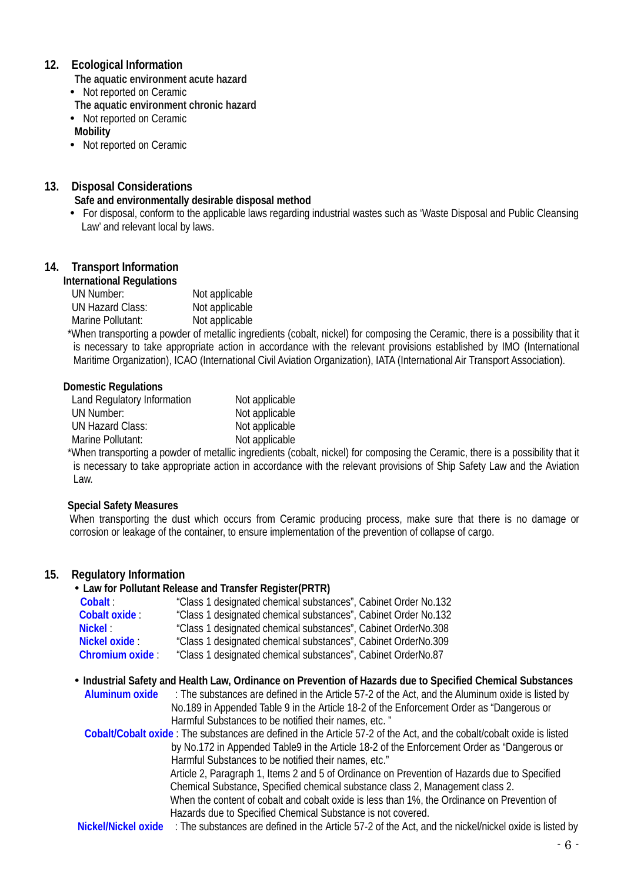## 12. Ecological Information

**The aquatic environment acute hazard**

- Not reported on Ceramic

**The aquatic environment chronic hazard**

- Not reported on Ceramic

**Mobility**

- Not reported on Ceramic

## 13. Disposal Considerations

**Safe and environmentally desirable disposal method**

- For disposal, conform to the applicable laws regarding industrial wastes such as 'Waste Disposal and Public Cleansing Law' and relevant local by laws.

## 14. Transport Information

**International Regulations**

| | |
|---|---|
| UN Number: | Not applicable |
| UN Hazard Class: | Not applicable |
| Marine Pollutant: | Not applicable |

*When transporting a powder of metallic ingredients (cobalt, nickel) for composing the Ceramic, there is a possibility that it is necessary to take appropriate action in accordance with the relevant provisions established by IMO (International Maritime Organization), ICAO (International Civil Aviation Organization), IATA (International Air Transport Association).

**Domestic Regulations**

| | |
|---|---|
| Land Regulatory Information | Not applicable |
| UN Number: | Not applicable |
| UN Hazard Class: | Not applicable |
| Marine Pollutant: | Not applicable |

*When transporting a powder of metallic ingredients (cobalt, nickel) for composing the Ceramic, there is a possibility that it is necessary to take appropriate action in accordance with the relevant provisions of Ship Safety Law and the Aviation Law.

**Special Safety Measures**

When transporting the dust which occurs from Ceramic producing process, make sure that there is no damage or corrosion or leakage of the container, to ensure implementation of the prevention of collapse of cargo.

## 15. Regulatory Information

- **Law for Pollutant Release and Transfer Register(PRTR)**

| | |
|---|---|
| **Cobalt** : | "Class 1 designated chemical substances", Cabinet Order No.132 |
| **Cobalt oxide** : | "Class 1 designated chemical substances", Cabinet Order No.132 |
| **Nickel** : | "Class 1 designated chemical substances", Cabinet OrderNo.308 |
| **Nickel oxide** : | "Class 1 designated chemical substances", Cabinet OrderNo.309 |
| **Chromium oxide** : | "Class 1 designated chemical substances", Cabinet OrderNo.87 |

- **Industrial Safety and Health Law, Ordinance on Prevention of Hazards due to Specified Chemical Substances**

**Aluminum oxide** : The substances are defined in the Article 57-2 of the Act, and the Aluminum oxide is listed by No.189 in Appended Table 9 in the Article 18-2 of the Enforcement Order as "Dangerous or Harmful Substances to be notified their names, etc. "

**Cobalt/Cobalt oxide** : The substances are defined in the Article 57-2 of the Act, and the cobalt/cobalt oxide is listed by No.172 in Appended Table9 in the Article 18-2 of the Enforcement Order as "Dangerous or Harmful Substances to be notified their names, etc."
Article 2, Paragraph 1, Items 2 and 5 of Ordinance on Prevention of Hazards due to Specified Chemical Substance, Specified chemical substance class 2, Management class 2.
When the content of cobalt and cobalt oxide is less than 1%, the Ordinance on Prevention of Hazards due to Specified Chemical Substance is not covered.

**Nickel/Nickel oxide** : The substances are defined in the Article 57-2 of the Act, and the nickel/nickel oxide is listed by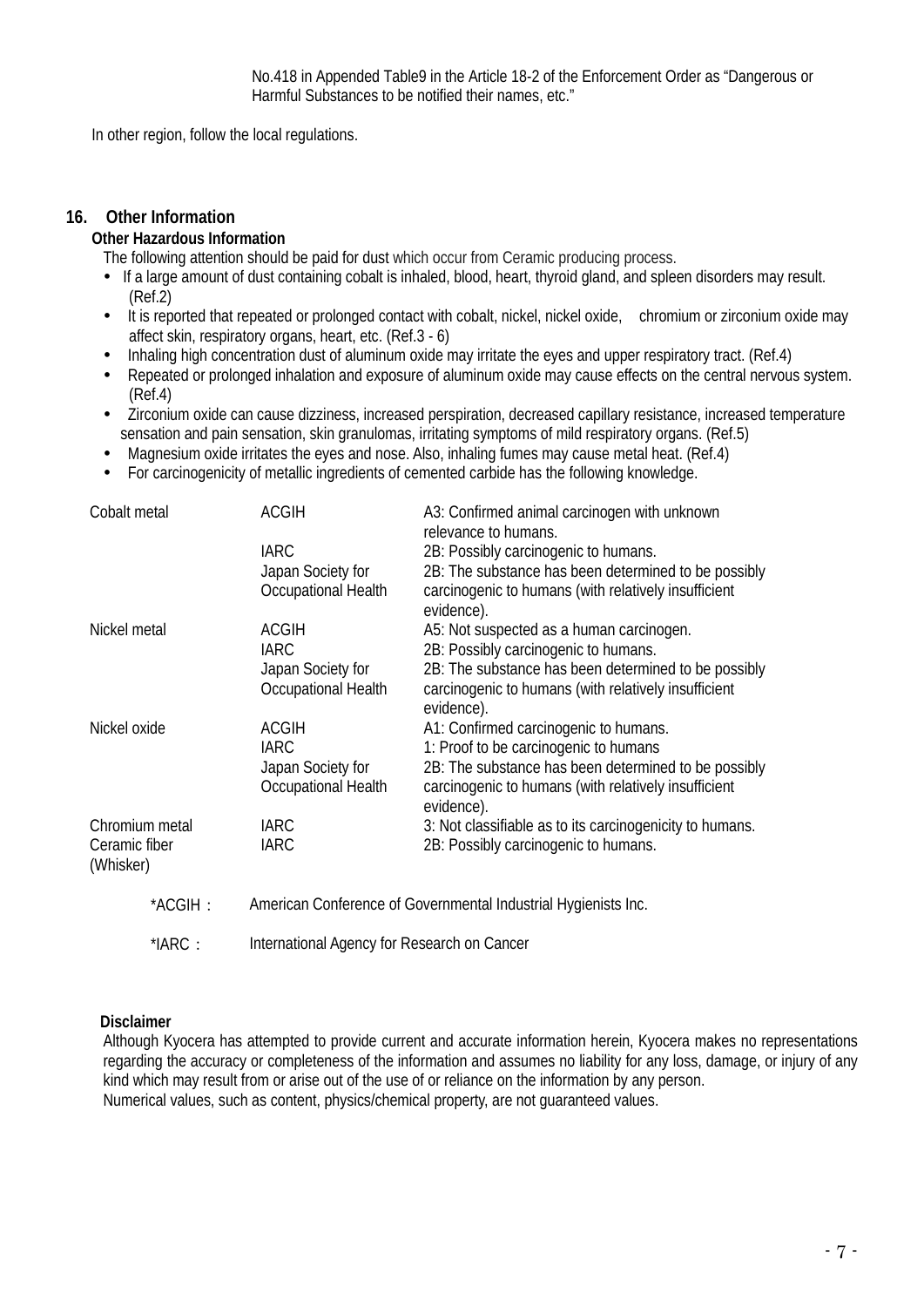No.418 in Appended Table9 in the Article 18-2 of the Enforcement Order as "Dangerous or Harmful Substances to be notified their names, etc."

In other region, follow the local regulations.

## 16. Other Information

**Other Hazardous Information**

The following attention should be paid for dust which occur from Ceramic producing process.

- If a large amount of dust containing cobalt is inhaled, blood, heart, thyroid gland, and spleen disorders may result. (Ref.2)
- It is reported that repeated or prolonged contact with cobalt, nickel, nickel oxide, chromium or zirconium oxide may affect skin, respiratory organs, heart, etc. (Ref.3 - 6)
- Inhaling high concentration dust of aluminum oxide may irritate the eyes and upper respiratory tract. (Ref.4)
- Repeated or prolonged inhalation and exposure of aluminum oxide may cause effects on the central nervous system. (Ref.4)
- Zirconium oxide can cause dizziness, increased perspiration, decreased capillary resistance, increased temperature sensation and pain sensation, skin granulomas, irritating symptoms of mild respiratory organs. (Ref.5)
- Magnesium oxide irritates the eyes and nose. Also, inhaling fumes may cause metal heat. (Ref.4)
- For carcinogenicity of metallic ingredients of cemented carbide has the following knowledge.

| Substance | Organization | Classification |
|---|---|---|
| Cobalt metal | ACGIH | A3: Confirmed animal carcinogen with unknown relevance to humans. |
| | IARC | 2B: Possibly carcinogenic to humans. |
| | Japan Society for Occupational Health | 2B: The substance has been determined to be possibly carcinogenic to humans (with relatively insufficient evidence). |
| Nickel metal | ACGIH | A5: Not suspected as a human carcinogen. |
| | IARC | 2B: Possibly carcinogenic to humans. |
| | Japan Society for Occupational Health | 2B: The substance has been determined to be possibly carcinogenic to humans (with relatively insufficient evidence). |
| Nickel oxide | ACGIH | A1: Confirmed carcinogenic to humans. |
| | IARC | 1: Proof to be carcinogenic to humans |
| | Japan Society for Occupational Health | 2B: The substance has been determined to be possibly carcinogenic to humans (with relatively insufficient evidence). |
| Chromium metal | IARC | 3: Not classifiable as to its carcinogenicity to humans. |
| Ceramic fiber (Whisker) | IARC | 2B: Possibly carcinogenic to humans. |

*ACGIH： American Conference of Governmental Industrial Hygienists Inc.

*IARC： International Agency for Research on Cancer

**Disclaimer**

Although Kyocera has attempted to provide current and accurate information herein, Kyocera makes no representations regarding the accuracy or completeness of the information and assumes no liability for any loss, damage, or injury of any kind which may result from or arise out of the use of or reliance on the information by any person.
Numerical values, such as content, physics/chemical property, are not guaranteed values.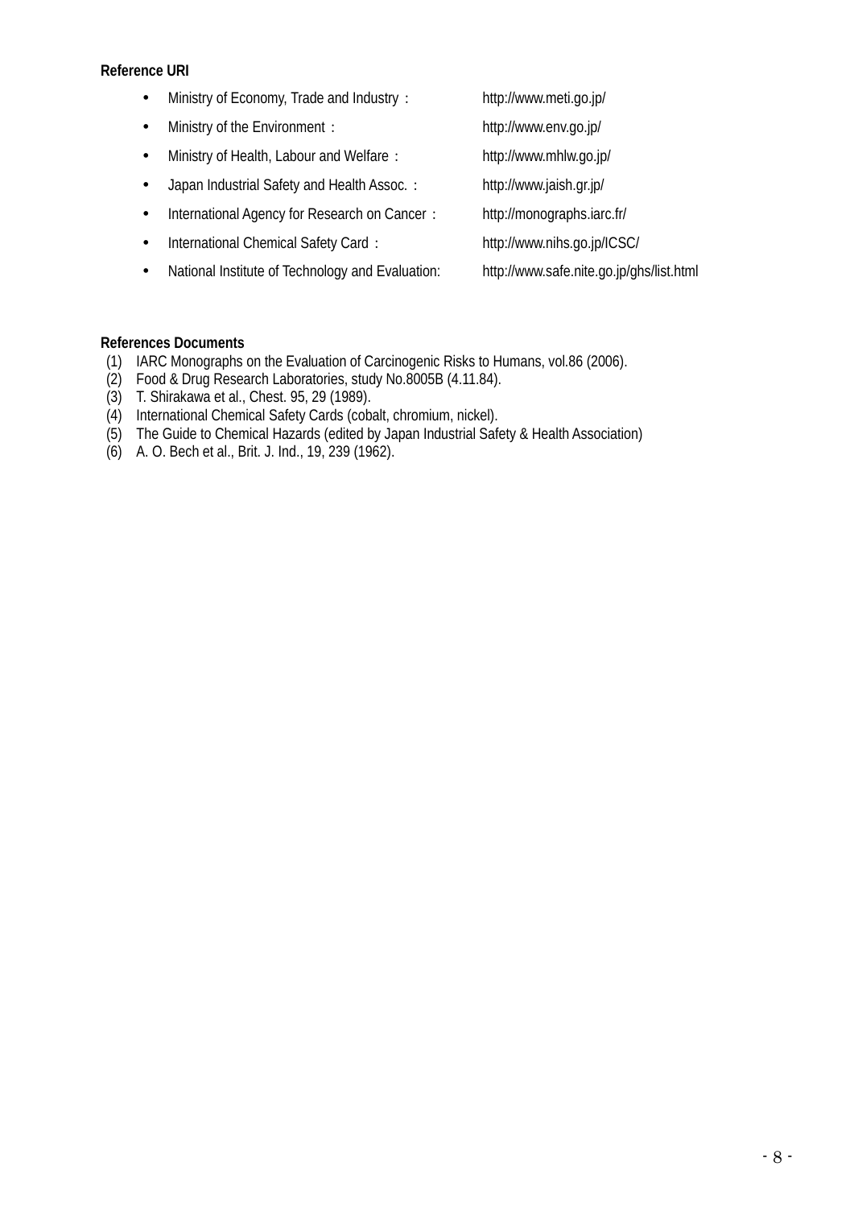**Reference URI**

- Ministry of Economy, Trade and Industry : http://www.meti.go.jp/
- Ministry of the Environment : http://www.env.go.jp/
- Ministry of Health, Labour and Welfare : http://www.mhlw.go.jp/
- Japan Industrial Safety and Health Assoc. : http://www.jaish.gr.jp/
- International Agency for Research on Cancer : http://monographs.iarc.fr/
- International Chemical Safety Card : http://www.nihs.go.jp/ICSC/
- National Institute of Technology and Evaluation: http://www.safe.nite.go.jp/ghs/list.html

**References Documents**

(1) IARC Monographs on the Evaluation of Carcinogenic Risks to Humans, vol.86 (2006).
(2) Food & Drug Research Laboratories, study No.8005B (4.11.84).
(3) T. Shirakawa et al., Chest. 95, 29 (1989).
(4) International Chemical Safety Cards (cobalt, chromium, nickel).
(5) The Guide to Chemical Hazards (edited by Japan Industrial Safety & Health Association)
(6) A. O. Bech et al., Brit. J. Ind., 19, 239 (1962).